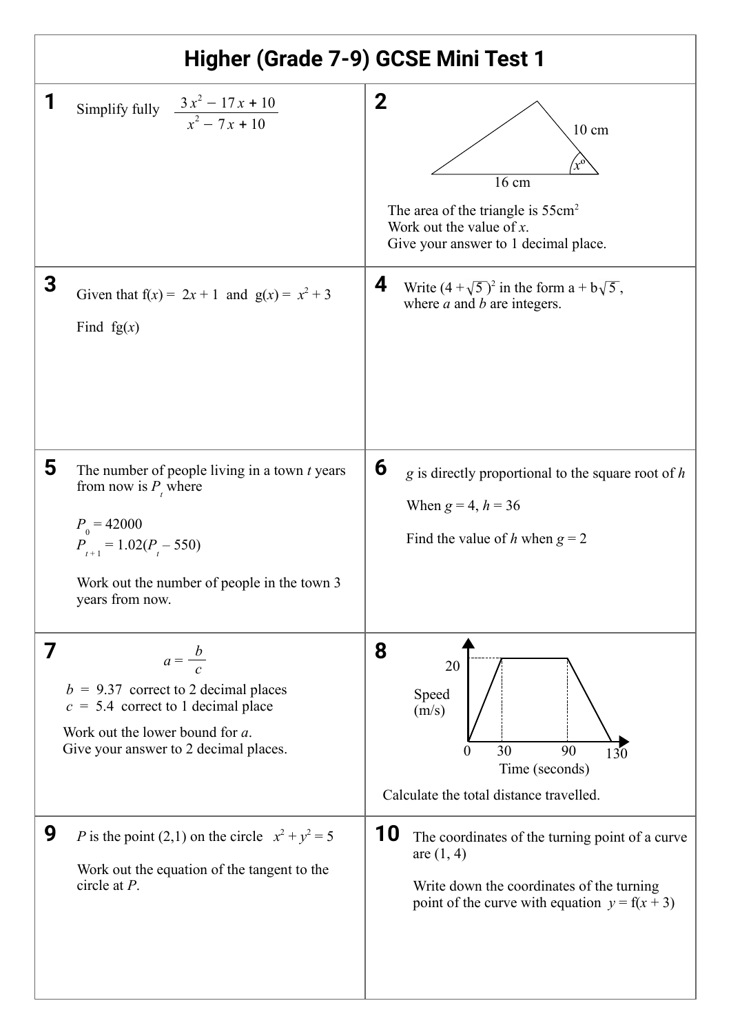# Higher (Grade 7-9) GCSE Mini Test 1

**1**

Simplify fully $\dfrac{3x^2 - 17x + 10}{x^2 - 7x + 10}$

**2**

10 cm

$x°$

16 cm

The area of the triangle is 55cm$^2$

Work out the value of $x$.

Give your answer to 1 decimal place.

**3**

Given that f($x$) = $2x + 1$ and g($x$) = $x^2 + 3$

Find fg($x$)

**4**

Write $(4 + \sqrt{5})^2$ in the form $a + b\sqrt{5}$, where $a$ and $b$ are integers.

**5**

The number of people living in a town $t$ years from now is $P_t$ where

$P_0 = 42000$

$P_{t+1} = 1.02(P_t - 550)$

Work out the number of people in the town 3 years from now.

**6**

$g$ is directly proportional to the square root of $h$

When $g = 4$, $h = 36$

Find the value of $h$ when $g = 2$

**7**

$$a = \frac{b}{c}$$

$b$ = 9.37 correct to 2 decimal places

$c$ = 5.4 correct to 1 decimal place

Work out the lower bound for $a$.

Give your answer to 2 decimal places.

**8**

Speed (m/s)

20

0 30 90 130

Time (seconds)

Calculate the total distance travelled.

**9**

$P$ is the point (2,1) on the circle $x^2 + y^2 = 5$

Work out the equation of the tangent to the circle at $P$.

**10**

The coordinates of the turning point of a curve are (1, 4)

Write down the coordinates of the turning point of the curve with equation $y = f(x + 3)$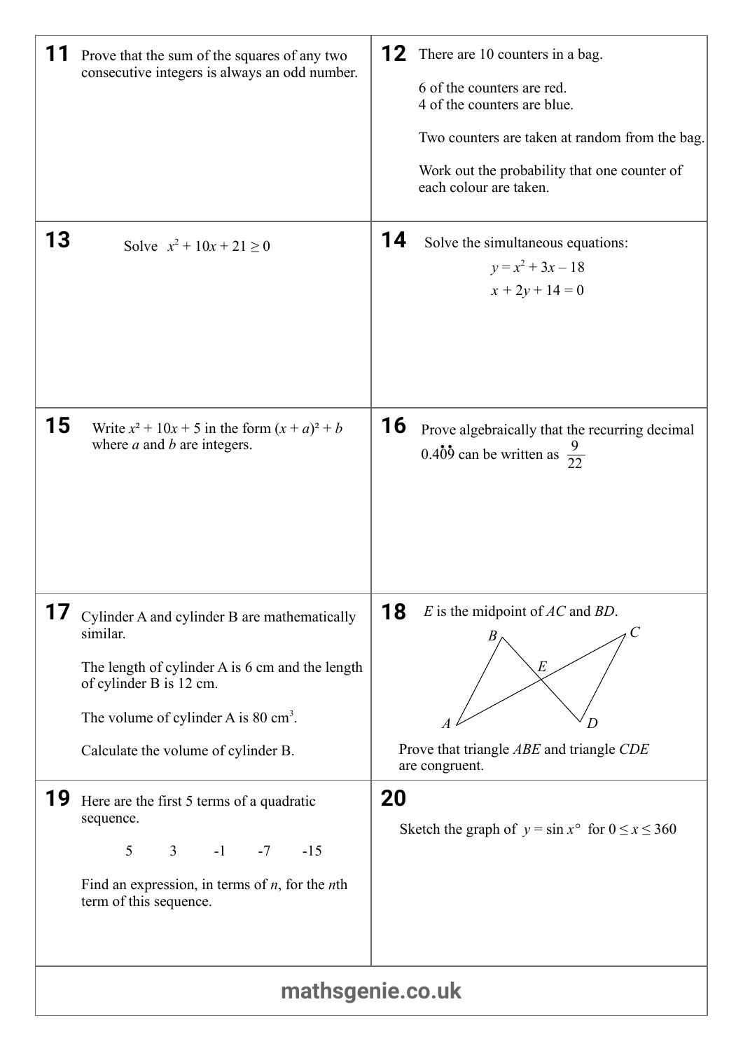**11** Prove that the sum of the squares of any two consecutive integers is always an odd number.

**12** There are 10 counters in a bag.

6 of the counters are red.
4 of the counters are blue.

Two counters are taken at random from the bag.

Work out the probability that one counter of each colour are taken.

**13** Solve $x^2 + 10x + 21 \geq 0$

**14** Solve the simultaneous equations:

$$y = x^2 + 3x - 18$$
$$x + 2y + 14 = 0$$

**15** Write $x^2 + 10x + 5$ in the form $(x + a)^2 + b$ where $a$ and $b$ are integers.

**16** Prove algebraically that the recurring decimal $0.4\dot{0}\dot{9}$ can be written as $\frac{9}{22}$

**17** Cylinder A and cylinder B are mathematically similar.

The length of cylinder A is 6 cm and the length of cylinder B is 12 cm.

The volume of cylinder A is 80 cm$^3$.

Calculate the volume of cylinder B.

**18** $E$ is the midpoint of $AC$ and $BD$.

B C E A D

Prove that triangle $ABE$ and triangle $CDE$ are congruent.

**19** Here are the first 5 terms of a quadratic sequence.

5 3 -1 -7 -15

Find an expression, in terms of $n$, for the $n$th term of this sequence.

**20** Sketch the graph of $y = \sin x°$ for $0 \leq x \leq 360$

mathsgenie.co.uk